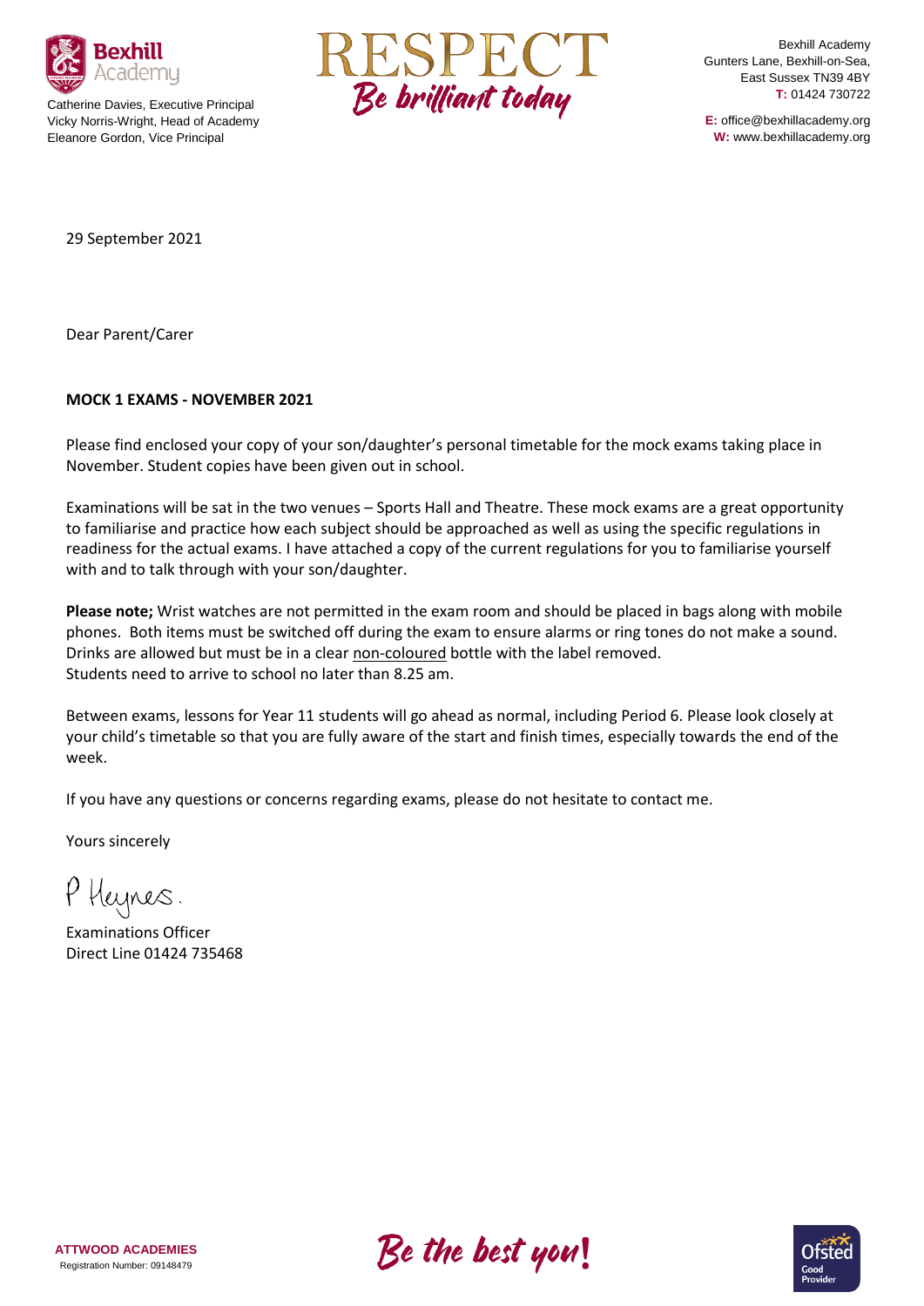Catherine Davies, Executive Principal
Vicky Norris-Wright, Head of Academy
Eleanore Gordon, Vice Principal

RESPECT
*Be brilliant today*

Bexhill Academy
Gunters Lane, Bexhill-on-Sea,
East Sussex TN39 4BY
**T:** 01424 730722

**E:** office@bexhillacademy.org
**W:** www.bexhillacademy.org

29 September 2021

Dear Parent/Carer

**MOCK 1 EXAMS - NOVEMBER 2021**

Please find enclosed your copy of your son/daughter's personal timetable for the mock exams taking place in November. Student copies have been given out in school.

Examinations will be sat in the two venues – Sports Hall and Theatre. These mock exams are a great opportunity to familiarise and practice how each subject should be approached as well as using the specific regulations in readiness for the actual exams. I have attached a copy of the current regulations for you to familiarise yourself with and to talk through with your son/daughter.

**Please note;** Wrist watches are not permitted in the exam room and should be placed in bags along with mobile phones. Both items must be switched off during the exam to ensure alarms or ring tones do not make a sound. Drinks are allowed but must be in a clear <u>non-coloured</u> bottle with the label removed.
Students need to arrive to school no later than 8.25 am.

Between exams, lessons for Year 11 students will go ahead as normal, including Period 6. Please look closely at your child's timetable so that you are fully aware of the start and finish times, especially towards the end of the week.

If you have any questions or concerns regarding exams, please do not hesitate to contact me.

Yours sincerely

P Heynes.

Examinations Officer
Direct Line 01424 735468

**ATTWOOD ACADEMIES**
Registration Number: 09148479

*Be the best you!*

Ofsted Good Provider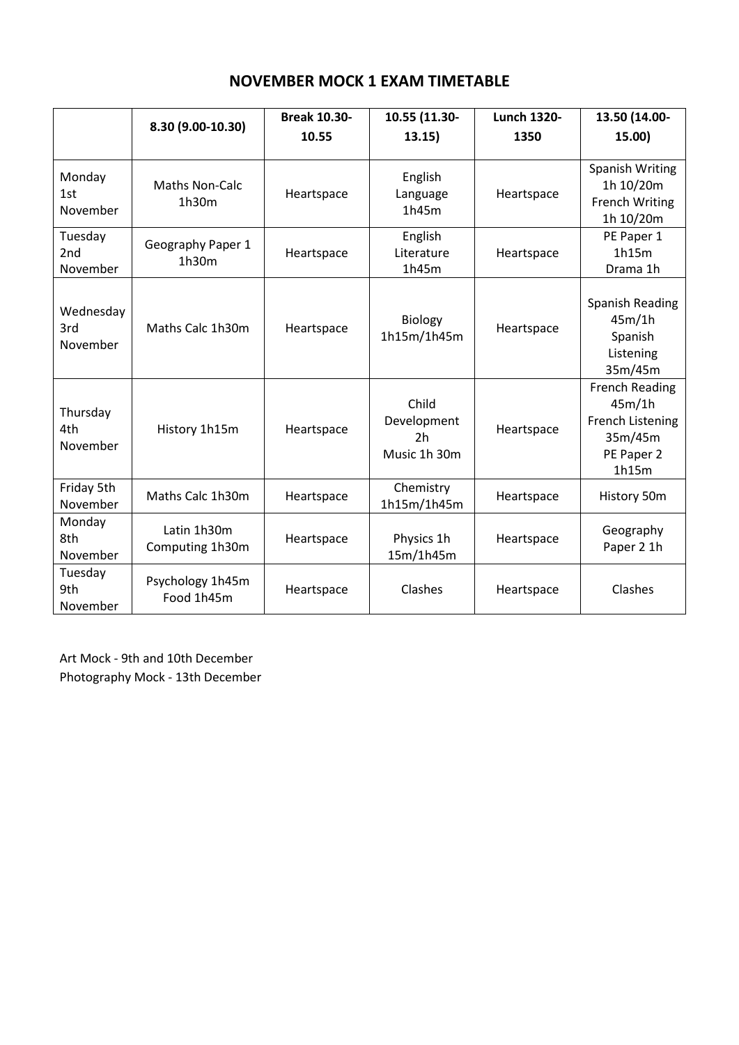## NOVEMBER MOCK 1 EXAM TIMETABLE

| | 8.30 (9.00-10.30) | Break 10.30-10.55 | 10.55 (11.30-13.15) | Lunch 1320-1350 | 13.50 (14.00-15.00) |
|---|---|---|---|---|---|
| Monday 1st November | Maths Non-Calc 1h30m | Heartspace | English Language 1h45m | Heartspace | Spanish Writing 1h 10/20m French Writing 1h 10/20m |
| Tuesday 2nd November | Geography Paper 1 1h30m | Heartspace | English Literature 1h45m | Heartspace | PE Paper 1 1h15m Drama 1h |
| Wednesday 3rd November | Maths Calc 1h30m | Heartspace | Biology 1h15m/1h45m | Heartspace | Spanish Reading 45m/1h Spanish Listening 35m/45m |
| Thursday 4th November | History 1h15m | Heartspace | Child Development 2h Music 1h 30m | Heartspace | French Reading 45m/1h French Listening 35m/45m PE Paper 2 1h15m |
| Friday 5th November | Maths Calc 1h30m | Heartspace | Chemistry 1h15m/1h45m | Heartspace | History 50m |
| Monday 8th November | Latin 1h30m Computing 1h30m | Heartspace | Physics 1h 15m/1h45m | Heartspace | Geography Paper 2 1h |
| Tuesday 9th November | Psychology 1h45m Food 1h45m | Heartspace | Clashes | Heartspace | Clashes |

Art Mock - 9th and 10th December

Photography Mock - 13th December